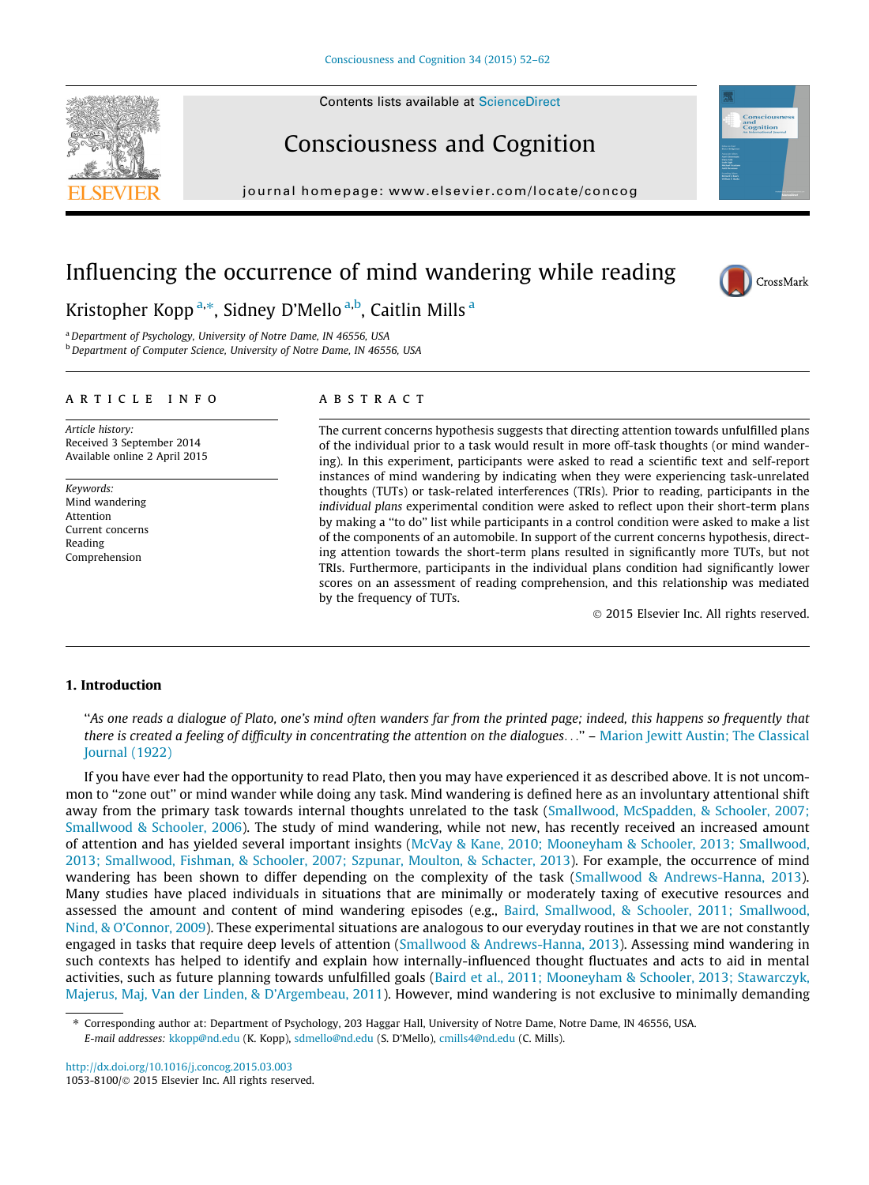Contents lists available at ScienceDirect

# Consciousness and Cognition

journal homepage: www.elsevier.com/locate/concog

# Influencing the occurrence of mind wandering while reading

Kristopher Kopp[a,*], Sidney D'Mello[a,b], Caitlin Mills[a]

[a] Department of Psychology, University of Notre Dame, IN 46556, USA

[b] Department of Computer Science, University of Notre Dame, IN 46556, USA

## ARTICLE INFO

*Article history:*
Received 3 September 2014
Available online 2 April 2015

*Keywords:*
Mind wandering
Attention
Current concerns
Reading
Comprehension

## ABSTRACT

The current concerns hypothesis suggests that directing attention towards unfulfilled plans of the individual prior to a task would result in more off-task thoughts (or mind wandering). In this experiment, participants were asked to read a scientific text and self-report instances of mind wandering by indicating when they were experiencing task-unrelated thoughts (TUTs) or task-related interferences (TRIs). Prior to reading, participants in the *individual plans* experimental condition were asked to reflect upon their short-term plans by making a "to do" list while participants in a control condition were asked to make a list of the components of an automobile. In support of the current concerns hypothesis, directing attention towards the short-term plans resulted in significantly more TUTs, but not TRIs. Furthermore, participants in the individual plans condition had significantly lower scores on an assessment of reading comprehension, and this relationship was mediated by the frequency of TUTs.

© 2015 Elsevier Inc. All rights reserved.

## 1. Introduction

"*As one reads a dialogue of Plato, one's mind often wanders far from the printed page; indeed, this happens so frequently that there is created a feeling of difficulty in concentrating the attention on the dialogues...*" – Marion Jewitt Austin; The Classical Journal (1922)

If you have ever had the opportunity to read Plato, then you may have experienced it as described above. It is not uncommon to "zone out" or mind wander while doing any task. Mind wandering is defined here as an involuntary attentional shift away from the primary task towards internal thoughts unrelated to the task (Smallwood, McSpadden, & Schooler, 2007; Smallwood & Schooler, 2006). The study of mind wandering, while not new, has recently received an increased amount of attention and has yielded several important insights (McVay & Kane, 2010; Mooneyham & Schooler, 2013; Smallwood, 2013; Smallwood, Fishman, & Schooler, 2007; Szpunar, Moulton, & Schacter, 2013). For example, the occurrence of mind wandering has been shown to differ depending on the complexity of the task (Smallwood & Andrews-Hanna, 2013). Many studies have placed individuals in situations that are minimally or moderately taxing of executive resources and assessed the amount and content of mind wandering episodes (e.g., Baird, Smallwood, & Schooler, 2011; Smallwood, Nind, & O'Connor, 2009). These experimental situations are analogous to our everyday routines in that we are not constantly engaged in tasks that require deep levels of attention (Smallwood & Andrews-Hanna, 2013). Assessing mind wandering in such contexts has helped to identify and explain how internally-influenced thought fluctuates and acts to aid in mental activities, such as future planning towards unfulfilled goals (Baird et al., 2011; Mooneyham & Schooler, 2013; Stawarczyk, Majerus, Maj, Van der Linden, & D'Argembeau, 2011). However, mind wandering is not exclusive to minimally demanding

* Corresponding author at: Department of Psychology, 203 Haggar Hall, University of Notre Dame, Notre Dame, IN 46556, USA.
*E-mail addresses:* kkopp@nd.edu (K. Kopp), sdmello@nd.edu (S. D'Mello), cmills4@nd.edu (C. Mills).

http://dx.doi.org/10.1016/j.concog.2015.03.003
1053-8100/© 2015 Elsevier Inc. All rights reserved.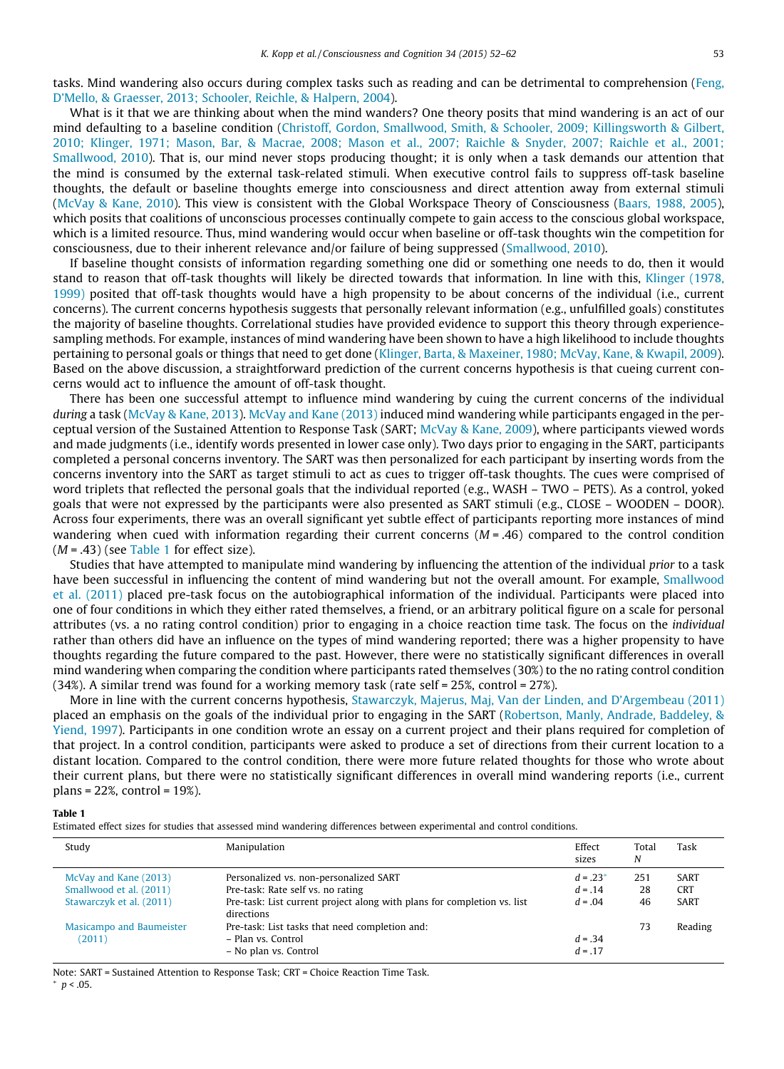tasks. Mind wandering also occurs during complex tasks such as reading and can be detrimental to comprehension (Feng, D'Mello, & Graesser, 2013; Schooler, Reichle, & Halpern, 2004).

What is it that we are thinking about when the mind wanders? One theory posits that mind wandering is an act of our mind defaulting to a baseline condition (Christoff, Gordon, Smallwood, Smith, & Schooler, 2009; Killingsworth & Gilbert, 2010; Klinger, 1971; Mason, Bar, & Macrae, 2008; Mason et al., 2007; Raichle & Snyder, 2007; Raichle et al., 2001; Smallwood, 2010). That is, our mind never stops producing thought; it is only when a task demands our attention that the mind is consumed by the external task-related stimuli. When executive control fails to suppress off-task baseline thoughts, the default or baseline thoughts emerge into consciousness and direct attention away from external stimuli (McVay & Kane, 2010). This view is consistent with the Global Workspace Theory of Consciousness (Baars, 1988, 2005), which posits that coalitions of unconscious processes continually compete to gain access to the conscious global workspace, which is a limited resource. Thus, mind wandering would occur when baseline or off-task thoughts win the competition for consciousness, due to their inherent relevance and/or failure of being suppressed (Smallwood, 2010).

If baseline thought consists of information regarding something one did or something one needs to do, then it would stand to reason that off-task thoughts will likely be directed towards that information. In line with this, Klinger (1978, 1999) posited that off-task thoughts would have a high propensity to be about concerns of the individual (i.e., current concerns). The current concerns hypothesis suggests that personally relevant information (e.g., unfulfilled goals) constitutes the majority of baseline thoughts. Correlational studies have provided evidence to support this theory through experience-sampling methods. For example, instances of mind wandering have been shown to have a high likelihood to include thoughts pertaining to personal goals or things that need to get done (Klinger, Barta, & Maxeiner, 1980; McVay, Kane, & Kwapil, 2009). Based on the above discussion, a straightforward prediction of the current concerns hypothesis is that cueing current concerns would act to influence the amount of off-task thought.

There has been one successful attempt to influence mind wandering by cuing the current concerns of the individual *during* a task (McVay & Kane, 2013). McVay and Kane (2013) induced mind wandering while participants engaged in the perceptual version of the Sustained Attention to Response Task (SART; McVay & Kane, 2009), where participants viewed words and made judgments (i.e., identify words presented in lower case only). Two days prior to engaging in the SART, participants completed a personal concerns inventory. The SART was then personalized for each participant by inserting words from the concerns inventory into the SART as target stimuli to act as cues to trigger off-task thoughts. The cues were comprised of word triplets that reflected the personal goals that the individual reported (e.g., WASH – TWO – PETS). As a control, yoked goals that were not expressed by the participants were also presented as SART stimuli (e.g., CLOSE – WOODEN – DOOR). Across four experiments, there was an overall significant yet subtle effect of participants reporting more instances of mind wandering when cued with information regarding their current concerns ($M = .46$) compared to the control condition ($M = .43$) (see Table 1 for effect size).

Studies that have attempted to manipulate mind wandering by influencing the attention of the individual *prior* to a task have been successful in influencing the content of mind wandering but not the overall amount. For example, Smallwood et al. (2011) placed pre-task focus on the autobiographical information of the individual. Participants were placed into one of four conditions in which they either rated themselves, a friend, or an arbitrary political figure on a scale for personal attributes (vs. a no rating control condition) prior to engaging in a choice reaction time task. The focus on the *individual* rather than others did have an influence on the types of mind wandering reported; there was a higher propensity to have thoughts regarding the future compared to the past. However, there were no statistically significant differences in overall mind wandering when comparing the condition where participants rated themselves (30%) to the no rating control condition (34%). A similar trend was found for a working memory task (rate self = 25%, control = 27%).

More in line with the current concerns hypothesis, Stawarczyk, Majerus, Maj, Van der Linden, and D'Argembeau (2011) placed an emphasis on the goals of the individual prior to engaging in the SART (Robertson, Manly, Andrade, Baddeley, & Yiend, 1997). Participants in one condition wrote an essay on a current project and their plans required for completion of that project. In a control condition, participants were asked to produce a set of directions from their current location to a distant location. Compared to the control condition, there were more future related thoughts for those who wrote about their current plans, but there were no statistically significant differences in overall mind wandering reports (i.e., current plans = 22%, control = 19%).

**Table 1**
Estimated effect sizes for studies that assessed mind wandering differences between experimental and control conditions.

| Study | Manipulation | Effect sizes | Total *N* | Task |
|---|---|---|---|---|
| McVay and Kane (2013) | Personalized vs. non-personalized SART | $d = .23^{*}$ | 251 | SART |
| Smallwood et al. (2011) | Pre-task: Rate self vs. no rating | $d = .14$ | 28 | CRT |
| Stawarczyk et al. (2011) | Pre-task: List current project along with plans for completion vs. list directions | $d = .04$ | 46 | SART |
| Masicampo and Baumeister (2011) | Pre-task: List tasks that need completion and: | | 73 | Reading |
| | – Plan vs. Control | $d = .34$ | | |
| | – No plan vs. Control | $d = .17$ | | |

Note: SART = Sustained Attention to Response Task; CRT = Choice Reaction Time Task.
\* $p < .05$.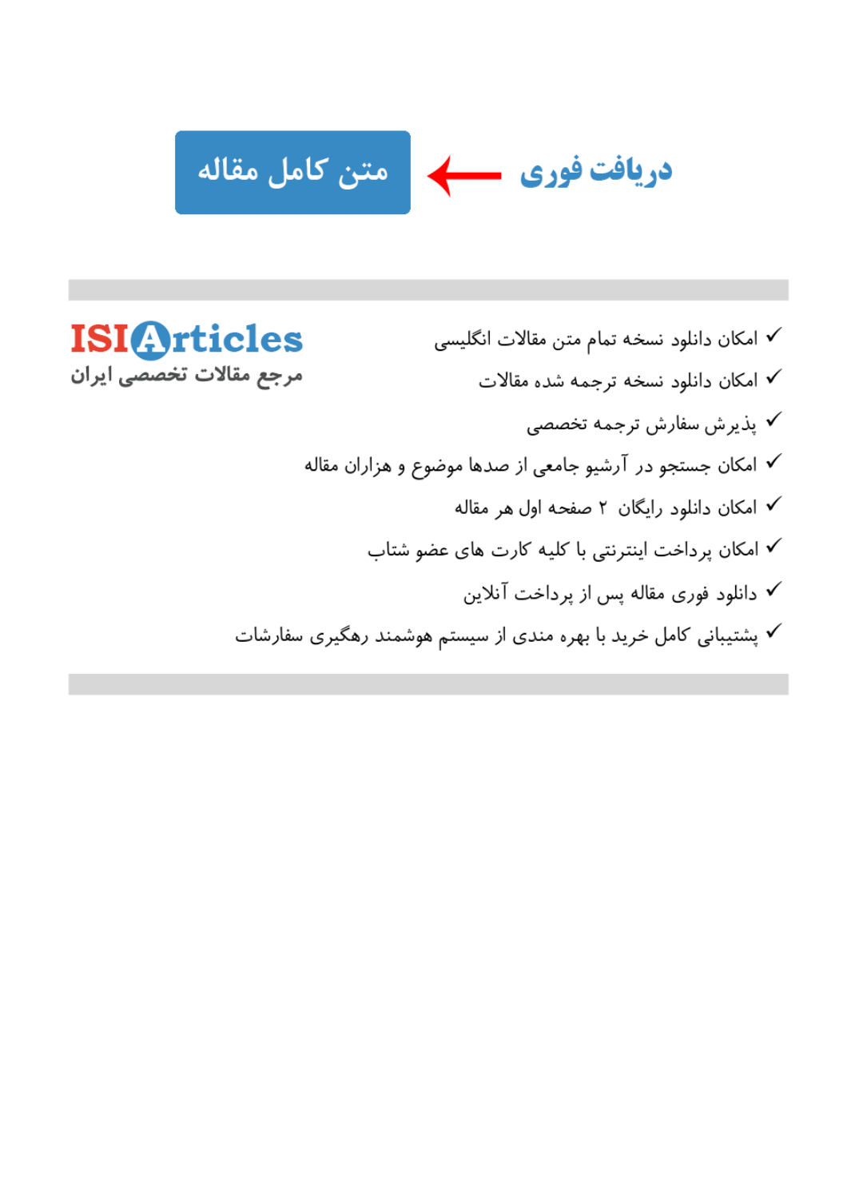دریافت فوری ← متن کامل مقاله

**ISIArticles**
مرجع مقالات تخصصی ایران

- ✓ امکان دانلود نسخه تمام متن مقالات انگلیسی
- ✓ امکان دانلود نسخه ترجمه شده مقالات
- ✓ پذیرش سفارش ترجمه تخصصی
- ✓ امکان جستجو در آرشیو جامعی از صدها موضوع و هزاران مقاله
- ✓ امکان دانلود رایگان ۲ صفحه اول هر مقاله
- ✓ امکان پرداخت اینترنتی با کلیه کارت های عضو شتاب
- ✓ دانلود فوری مقاله پس از پرداخت آنلاین
- ✓ پشتیبانی کامل خرید با بهره مندی از سیستم هوشمند رهگیری سفارشات